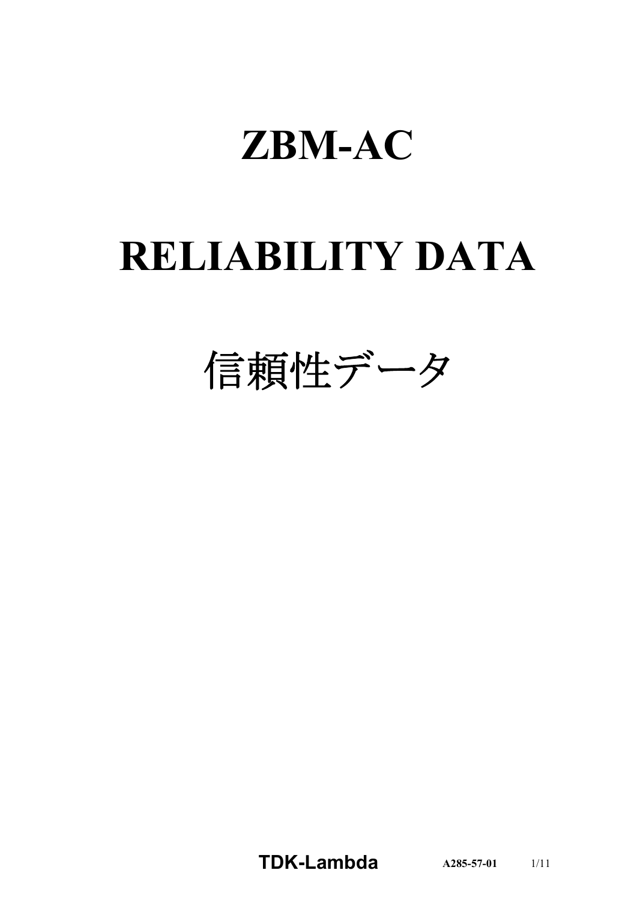# ZBM-AC

# RELIABILITY DATA

# 信頼性データ

**TDK-Lambda** **A285-57-01**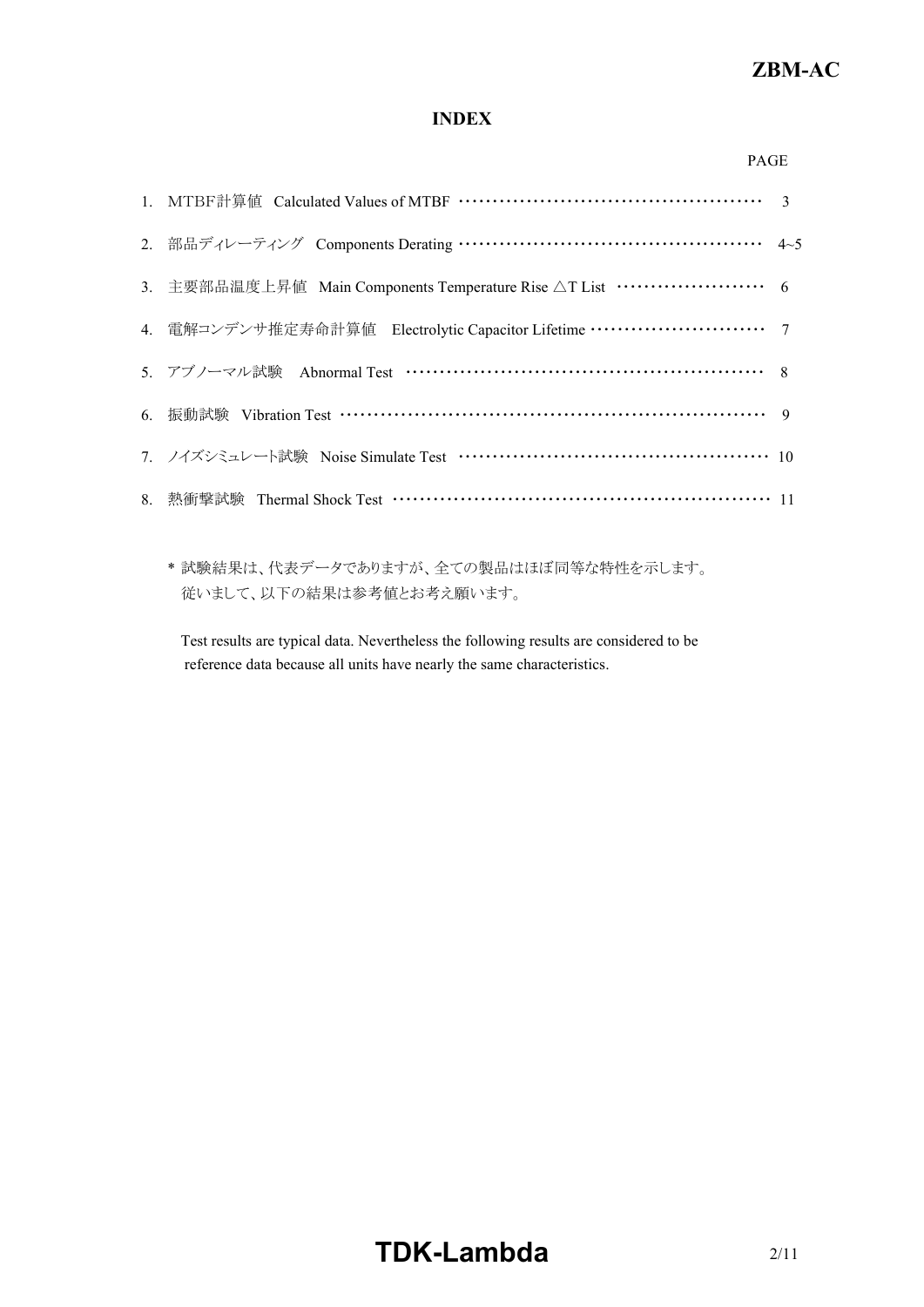# INDEX

| | | PAGE |
|---|---|---|
| 1. | MTBF計算値　Calculated Values of MTBF | 3 |
| 2. | 部品ディレーティング　Components Derating | 4~5 |
| 3. | 主要部品温度上昇値　Main Components Temperature Rise △T List | 6 |
| 4. | 電解コンデンサ推定寿命計算値　Electrolytic Capacitor Lifetime | 7 |
| 5. | アブノーマル試験　Abnormal Test | 8 |
| 6. | 振動試験　Vibration Test | 9 |
| 7. | ノイズシミュレート試験　Noise Simulate Test | 10 |
| 8. | 熱衝撃試験　Thermal Shock Test | 11 |

* 試験結果は、代表データでありますが、全ての製品はほぼ同等な特性を示します。
  従いまして、以下の結果は参考値とお考え願います。

  Test results are typical data. Nevertheless the following results are considered to be reference data because all units have nearly the same characteristics.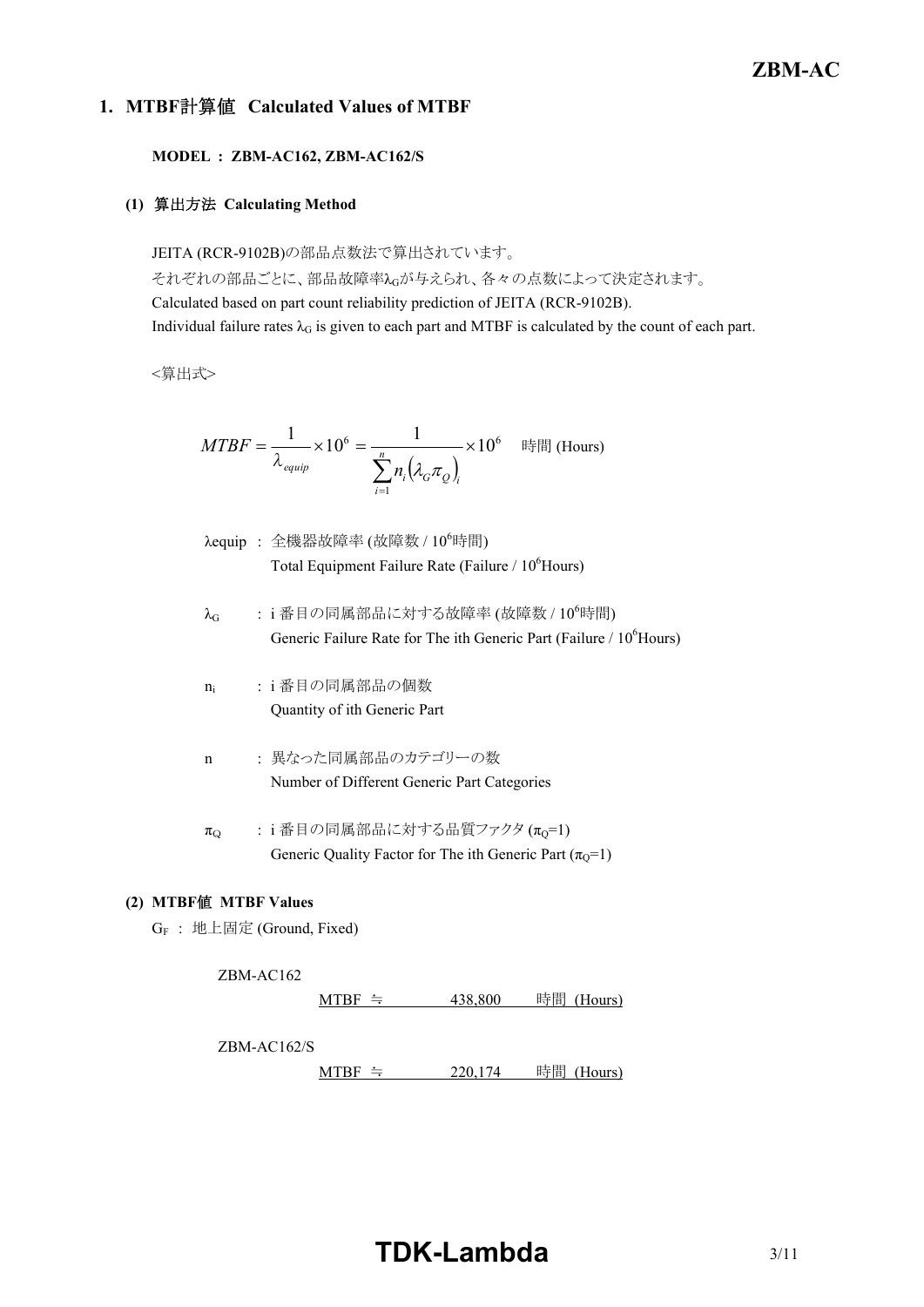## 1. MTBF計算値 Calculated Values of MTBF

**MODEL : ZBM-AC162, ZBM-AC162/S**

### (1) 算出方法 Calculating Method

JEITA (RCR-9102B)の部品点数法で算出されています。
それぞれの部品ごとに、部品故障率$\lambda_G$が与えられ、各々の点数によって決定されます。
Calculated based on part count reliability prediction of JEITA (RCR-9102B).
Individual failure rates $\lambda_G$ is given to each part and MTBF is calculated by the count of each part.

<算出式>

$$MTBF = \frac{1}{\lambda_{equip}} \times 10^6 = \frac{1}{\sum_{i=1}^{n} n_i (\lambda_G \pi_Q)_i} \times 10^6 \quad \text{時間 (Hours)}$$

$\lambda_{equip}$ : 全機器故障率 (故障数 / $10^6$時間)
Total Equipment Failure Rate (Failure / $10^6$Hours)

$\lambda_G$ : i 番目の同属部品に対する故障率 (故障数 / $10^6$時間)
Generic Failure Rate for The ith Generic Part (Failure / $10^6$Hours)

$n_i$ : i 番目の同属部品の個数
Quantity of ith Generic Part

$n$ : 異なった同属部品のカテゴリーの数
Number of Different Generic Part Categories

$\pi_Q$ : i 番目の同属部品に対する品質ファクタ ($\pi_Q$=1)
Generic Quality Factor for The ith Generic Part ($\pi_Q$=1)

### (2) MTBF値 MTBF Values

$G_F$ : 地上固定 (Ground, Fixed)

ZBM-AC162

MTBF ≒ 438,800 時間 (Hours)

ZBM-AC162/S

MTBF ≒ 220,174 時間 (Hours)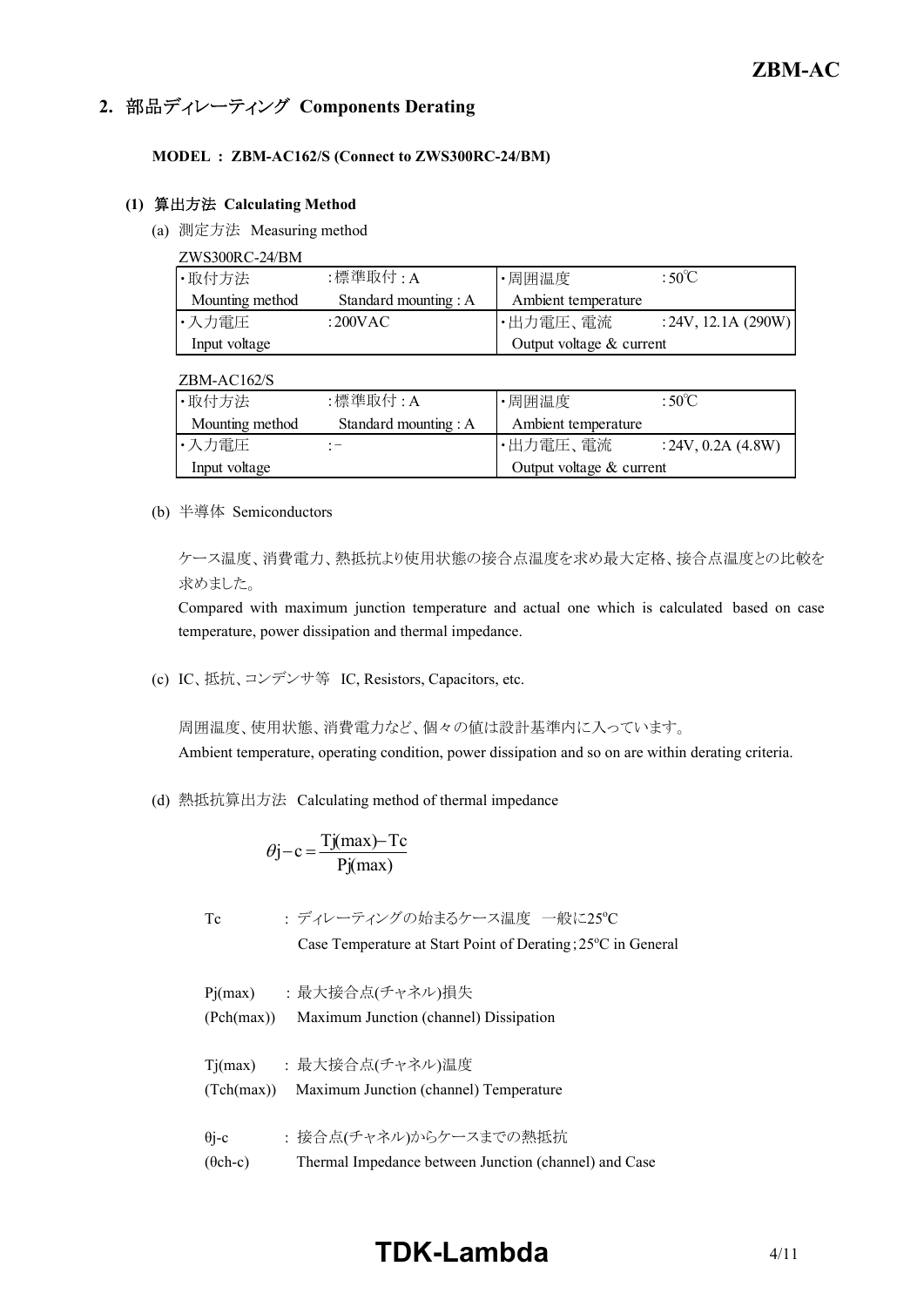## 2. 部品ディレーティング Components Derating

**MODEL ： ZBM-AC162/S (Connect to ZWS300RC-24/BM)**

### (1) 算出方法 Calculating Method

(a) 測定方法 Measuring method

ZWS300RC-24/BM

| ・取付方法<br>Mounting method | ：標準取付：A<br>Standard mounting : A | ・周囲温度<br>Ambient temperature | ：50℃ |
|---|---|---|---|
| ・入力電圧<br>Input voltage | ：200VAC | ・出力電圧、電流<br>Output voltage & current | ：24V, 12.1A (290W) |

ZBM-AC162/S

| ・取付方法<br>Mounting method | ：標準取付：A<br>Standard mounting : A | ・周囲温度<br>Ambient temperature | ：50℃ |
|---|---|---|---|
| ・入力電圧<br>Input voltage | ：－ | ・出力電圧、電流<br>Output voltage & current | ：24V, 0.2A (4.8W) |

(b) 半導体 Semiconductors

ケース温度、消費電力、熱抵抗より使用状態の接合点温度を求め最大定格、接合点温度との比較を求めました。

Compared with maximum junction temperature and actual one which is calculated based on case temperature, power dissipation and thermal impedance.

(c) IC、抵抗、コンデンサ等 IC, Resistors, Capacitors, etc.

周囲温度、使用状態、消費電力など、個々の値は設計基準内に入っています。

Ambient temperature, operating condition, power dissipation and so on are within derating criteria.

(d) 熱抵抗算出方法 Calculating method of thermal impedance

$$\theta j-c=\frac{Tj(max)-Tc}{Pj(max)}$$

Tc　　　：ディレーティングの始まるケース温度　一般に25°C
　　　　　Case Temperature at Start Point of Derating；25°C in General

Pj(max)　：最大接合点(チャネル)損失
(Pch(max))　Maximum Junction (channel) Dissipation

Tj(max)　：最大接合点(チャネル)温度
(Tch(max))　Maximum Junction (channel) Temperature

θj-c　　：接合点(チャネル)からケースまでの熱抵抗
(θch-c)　Thermal Impedance between Junction (channel) and Case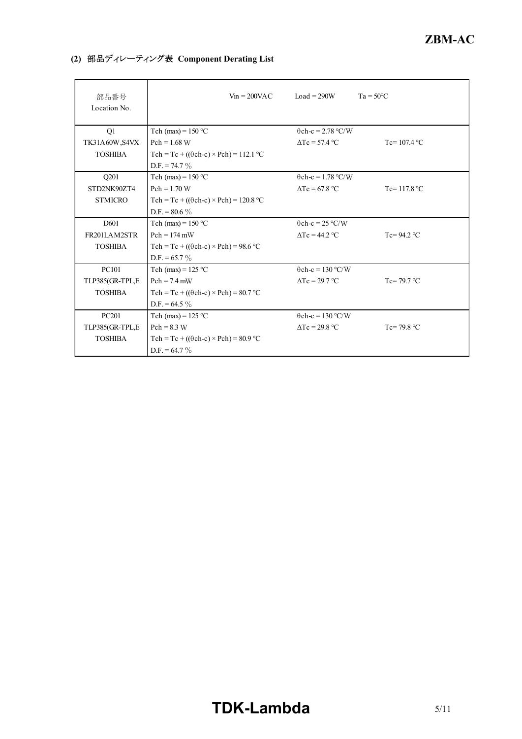### (2) 部品ディレーティング表 Component Derating List

| 部品番号<br>Location No. | Vin = 200VAC | Load = 290W | Ta = 50°C |
|---|---|---|---|
| Q1<br>TK31A60W,S4VX<br>TOSHIBA | Tch (max) = 150 °C<br>Pch = 1.68 W<br>Tch = Tc + ((θch-c) × Pch) = 112.1 °C<br>D.F. = 74.7 % | θch-c = 2.78 °C/W<br>ΔTc = 57.4 °C | Tc= 107.4 °C |
| Q201<br>STD2NK90ZT4<br>STMICRO | Tch (max) = 150 °C<br>Pch = 1.70 W<br>Tch = Tc + ((θch-c) × Pch) = 120.8 °C<br>D.F. = 80.6 % | θch-c = 1.78 °C/W<br>ΔTc = 67.8 °C | Tc= 117.8 °C |
| D601<br>FR201LAM2STR<br>TOSHIBA | Tch (max) = 150 °C<br>Pch = 174 mW<br>Tch = Tc + ((θch-c) × Pch) = 98.6 °C<br>D.F. = 65.7 % | θch-c = 25 °C/W<br>ΔTc = 44.2 °C | Tc= 94.2 °C |
| PC101<br>TLP385(GR-TPL,E<br>TOSHIBA | Tch (max) = 125 °C<br>Pch = 7.4 mW<br>Tch = Tc + ((θch-c) × Pch) = 80.7 °C<br>D.F. = 64.5 % | θch-c = 130 °C/W<br>ΔTc = 29.7 °C | Tc= 79.7 °C |
| PC201<br>TLP385(GR-TPL,E<br>TOSHIBA | Tch (max) = 125 °C<br>Pch = 8.3 W<br>Tch = Tc + ((θch-c) × Pch) = 80.9 °C<br>D.F. = 64.7 % | θch-c = 130 °C/W<br>ΔTc = 29.8 °C | Tc= 79.8 °C |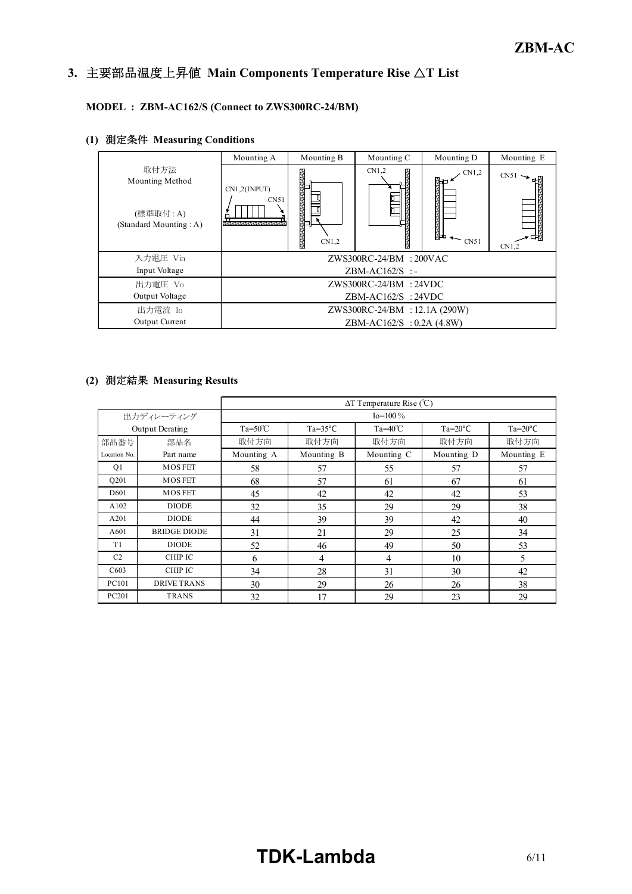## 3. 主要部品温度上昇値 Main Components Temperature Rise △T List

**MODEL : ZBM-AC162/S (Connect to ZWS300RC-24/BM)**

### (1) 測定条件 Measuring Conditions

| | Mounting A | Mounting B | Mounting C | Mounting D | Mounting E |
|---|---|---|---|---|---|
| 取付方法<br>Mounting Method<br><br>(標準取付 : A)<br>(Standard Mounting : A) | CN1,2(INPUT)<br>CN51 | CN1,2 | CN1,2 | CN1,2<br>CN51 | CN51<br>CN1,2 |
| 入力電圧 Vin<br>Input Voltage | ZWS300RC-24/BM : 200VAC<br>ZBM-AC162/S : - | | | | |
| 出力電圧 Vo<br>Output Voltage | ZWS300RC-24/BM : 24VDC<br>ZBM-AC162/S : 24VDC | | | | |
| 出力電流 Io<br>Output Current | ZWS300RC-24/BM : 12.1A (290W)<br>ZBM-AC162/S : 0.2A (4.8W) | | | | |

### (2) 測定結果 Measuring Results

| | | ΔT Temperature Rise (℃) | | | | |
|---|---|---|---|---|---|---|
| 出力ディレーティング<br>Output Derating | | Io=100 % | | | | |
| | | Ta=50℃ | Ta=35℃ | Ta=40℃ | Ta=20℃ | Ta=20℃ |
| 部品番号<br>Location No. | 部品名<br>Part name | 取付方向<br>Mounting A | 取付方向<br>Mounting B | 取付方向<br>Mounting C | 取付方向<br>Mounting D | 取付方向<br>Mounting E |
| Q1 | MOS FET | 58 | 57 | 55 | 57 | 57 |
| Q201 | MOS FET | 68 | 57 | 61 | 67 | 61 |
| D601 | MOS FET | 45 | 42 | 42 | 42 | 53 |
| A102 | DIODE | 32 | 35 | 29 | 29 | 38 |
| A201 | DIODE | 44 | 39 | 39 | 42 | 40 |
| A601 | BRIDGE DIODE | 31 | 21 | 29 | 25 | 34 |
| T1 | DIODE | 52 | 46 | 49 | 50 | 53 |
| C2 | CHIP IC | 6 | 4 | 4 | 10 | 5 |
| C603 | CHIP IC | 34 | 28 | 31 | 30 | 42 |
| PC101 | DRIVE TRANS | 30 | 29 | 26 | 26 | 38 |
| PC201 | TRANS | 32 | 17 | 29 | 23 | 29 |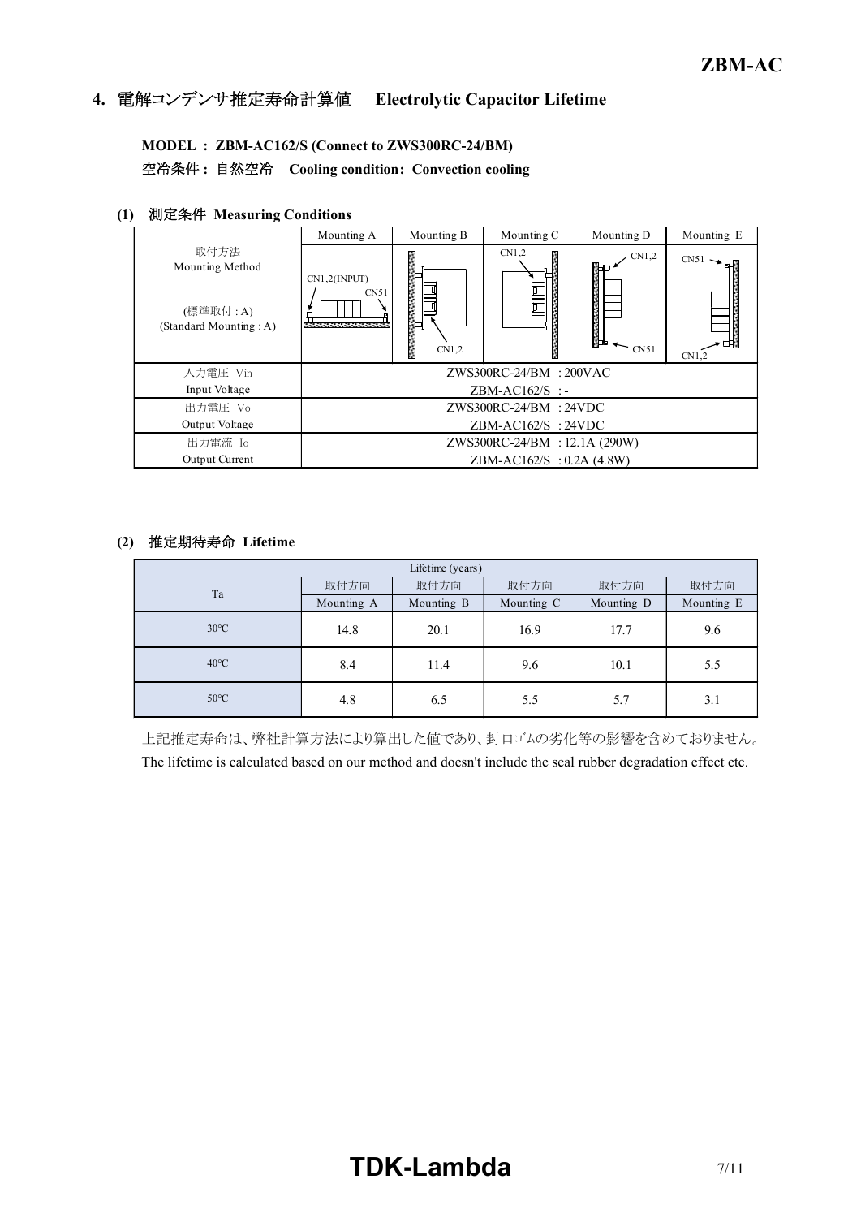## 4. 電解コンデンサ推定寿命計算値　Electrolytic Capacitor Lifetime

**MODEL : ZBM-AC162/S (Connect to ZWS300RC-24/BM)**
**空冷条件 : 自然空冷　Cooling condition: Convection cooling**

### (1) 測定条件 Measuring Conditions

| | Mounting A | Mounting B | Mounting C | Mounting D | Mounting E |
|---|---|---|---|---|---|
| 取付方法<br>Mounting Method<br><br>(標準取付 : A)<br>(Standard Mounting : A) | CN1,2(INPUT)<br>CN51 | CN1,2 | CN1,2 | CN1,2<br>CN51 | CN51<br>CN1,2 |
| 入力電圧 Vin<br>Input Voltage | ZWS300RC-24/BM : 200VAC<br>ZBM-AC162/S : - | | | | |
| 出力電圧 Vo<br>Output Voltage | ZWS300RC-24/BM : 24VDC<br>ZBM-AC162/S : 24VDC | | | | |
| 出力電流 Io<br>Output Current | ZWS300RC-24/BM : 12.1A (290W)<br>ZBM-AC162/S : 0.2A (4.8W) | | | | |

### (2) 推定期待寿命 Lifetime

| Ta | Lifetime (years) | | | | |
|---|---|---|---|---|---|
| | 取付方向<br>Mounting A | 取付方向<br>Mounting B | 取付方向<br>Mounting C | 取付方向<br>Mounting D | 取付方向<br>Mounting E |
| 30℃ | 14.8 | 20.1 | 16.9 | 17.7 | 9.6 |
| 40℃ | 8.4 | 11.4 | 9.6 | 10.1 | 5.5 |
| 50℃ | 4.8 | 6.5 | 5.5 | 5.7 | 3.1 |

上記推定寿命は、弊社計算方法により算出した値であり、封口ｺﾞﾑの劣化等の影響を含めておりません。
The lifetime is calculated based on our method and doesn't include the seal rubber degradation effect etc.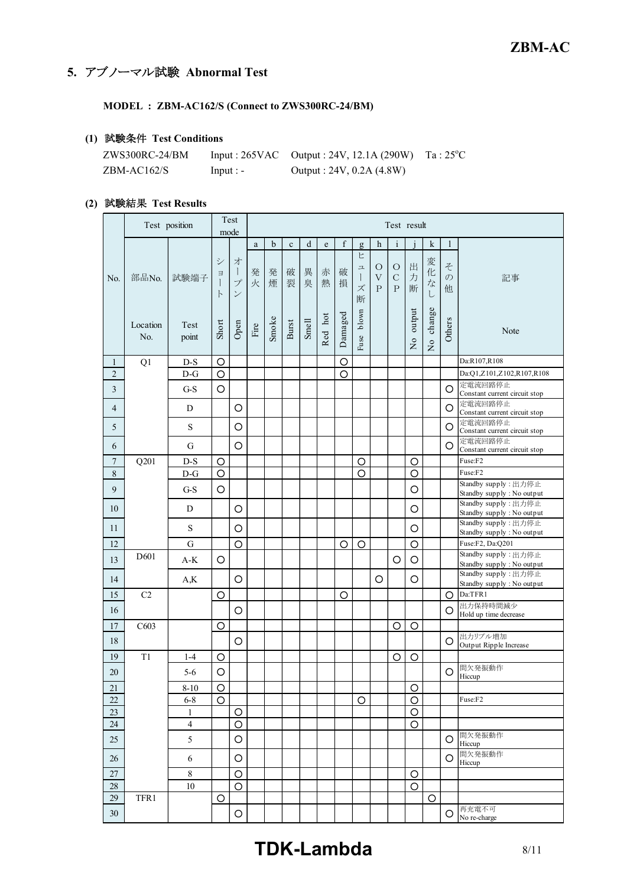## 5. アブノーマル試験 Abnormal Test

**MODEL : ZBM-AC162/S (Connect to ZWS300RC-24/BM)**

### (1) 試験条件 Test Conditions

| | | | |
|---|---|---|---|
| ZWS300RC-24/BM | Input : 265VAC | Output : 24V, 12.1A (290W) | Ta : 25°C |
| ZBM-AC162/S | Input : - | Output : 24V, 0.2A (4.8W) | |

### (2) 試験結果 Test Results

| No. | Test position | | Test mode | | Test result | | | | | | | | | | | | |
|---|---|---|---|---|---|---|---|---|---|---|---|---|---|---|---|---|---|
| | | | | | a | b | c | d | e | f | g | h | i | j | k | l | |
| | 部品No. Location No. | 試験端子 Test point | ショート Short | オープン Open | 発火 Fire | 発煙 Smoke | 破裂 Burst | 異臭 Smell | 赤熱 Red hot | 破損 Damaged | ヒューズ断 Fuse blown | OVP | OCP | 出力断 No output | 変化なし No change | その他 Others | 記事 Note |
| 1 | Q1 | D-S | ○ | | | | | | | ○ | | | | | | | Da:R107,R108 |
| 2 | | D-G | ○ | | | | | | | ○ | | | | | | | Da:Q1,Z101,Z102,R107,R108 |
| 3 | | G-S | ○ | | | | | | | | | | | | | ○ | 定電流回路停止 Constant current circuit stop |
| 4 | | D | | ○ | | | | | | | | | | | | ○ | 定電流回路停止 Constant current circuit stop |
| 5 | | S | | ○ | | | | | | | | | | | | ○ | 定電流回路停止 Constant current circuit stop |
| 6 | | G | | ○ | | | | | | | | | | | | ○ | 定電流回路停止 Constant current circuit stop |
| 7 | Q201 | D-S | ○ | | | | | | | | ○ | | | ○ | | | Fuse:F2 |
| 8 | | D-G | ○ | | | | | | | | ○ | | | ○ | | | Fuse:F2 |
| 9 | | G-S | ○ | | | | | | | | | | | ○ | | | Standby supply : 出力停止 Standby supply : No output |
| 10 | | D | | ○ | | | | | | | | | | ○ | | | Standby supply : 出力停止 Standby supply : No output |
| 11 | | S | | ○ | | | | | | | | | | ○ | | | Standby supply : 出力停止 Standby supply : No output |
| 12 | | G | | ○ | | | | | | ○ | ○ | | | ○ | | | Fuse:F2, Da:Q201 |
| 13 | D601 | A-K | ○ | | | | | | | | | | ○ | ○ | | | Standby supply : 出力停止 Standby supply : No output |
| 14 | | A,K | | ○ | | | | | | | | ○ | | ○ | | | Standby supply : 出力停止 Standby supply : No output |
| 15 | C2 | | ○ | | | | | | | ○ | | | | | | ○ | Da:TFR1 |
| 16 | | | | ○ | | | | | | | | | | | | ○ | 出力保持時間減少 Hold up time decrease |
| 17 | C603 | | ○ | | | | | | | | | | ○ | ○ | | | |
| 18 | | | | ○ | | | | | | | | | | | | ○ | 出力リプル増加 Output Ripple Increase |
| 19 | T1 | 1-4 | ○ | | | | | | | | | | ○ | ○ | | | |
| 20 | | 5-6 | ○ | | | | | | | | | | | | | ○ | 間欠発振動作 Hiccup |
| 21 | | 8-10 | ○ | | | | | | | | | | | ○ | | | |
| 22 | | 6-8 | ○ | | | | | | | | ○ | | | ○ | | | Fuse:F2 |
| 23 | | 1 | | ○ | | | | | | | | | | ○ | | | |
| 24 | | 4 | | ○ | | | | | | | | | | ○ | | | |
| 25 | | 5 | | ○ | | | | | | | | | | | | ○ | 間欠発振動作 Hiccup |
| 26 | | 6 | | ○ | | | | | | | | | | | | ○ | 間欠発振動作 Hiccup |
| 27 | | 8 | | ○ | | | | | | | | | | ○ | | | |
| 28 | | 10 | | ○ | | | | | | | | | | ○ | | | |
| 29 | TFR1 | | ○ | | | | | | | | | | | | ○ | | |
| 30 | | | | ○ | | | | | | | | | | | | ○ | 再充電不可 No re-charge |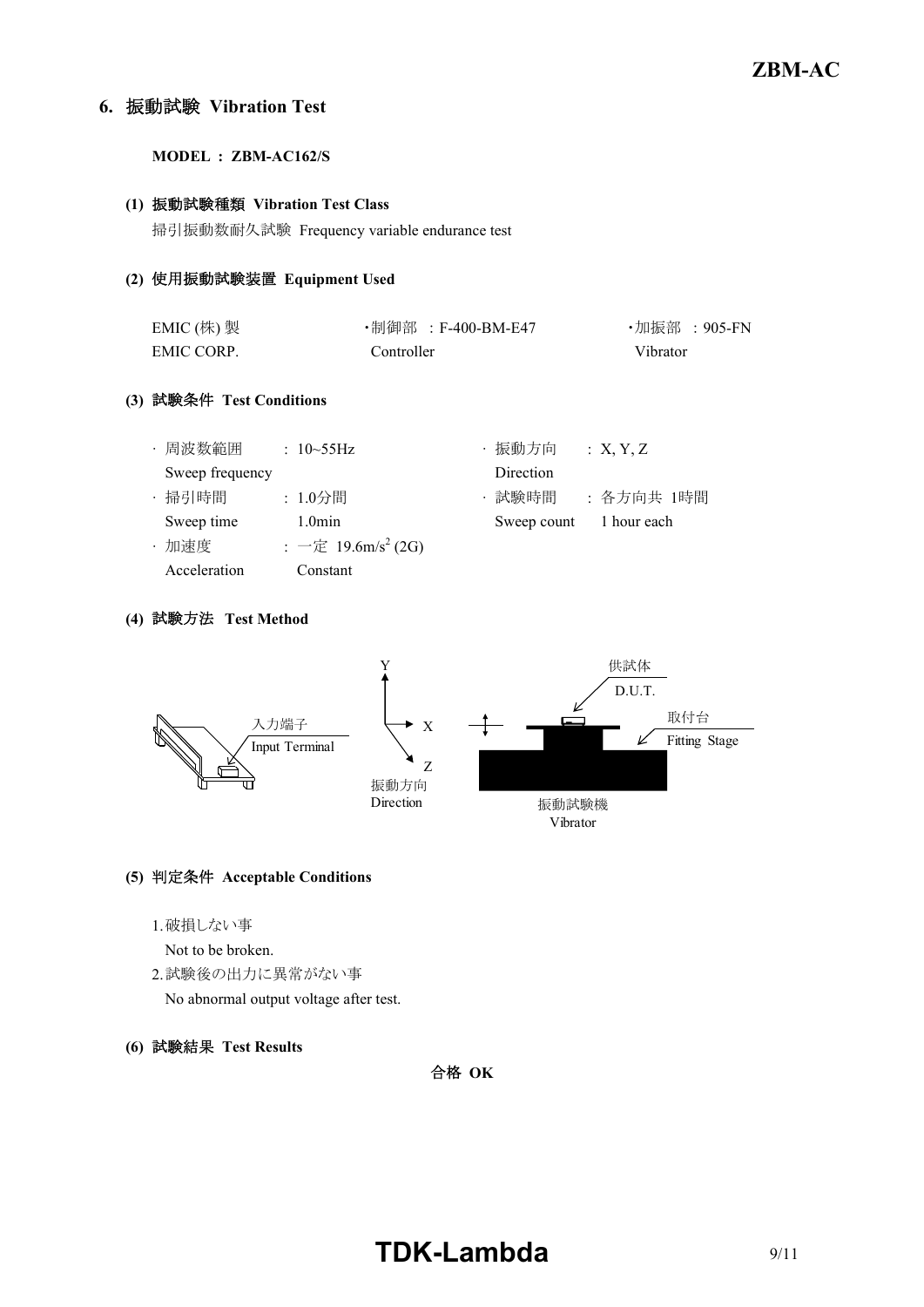## 6. 振動試験 Vibration Test

**MODEL : ZBM-AC162/S**

**(1) 振動試験種類 Vibration Test Class**

掃引振動数耐久試験 Frequency variable endurance test

**(2) 使用振動試験装置 Equipment Used**

| EMIC (株) 製 | ・制御部 : F-400-BM-E47 | ・加振部 : 905-FN |
|---|---|---|
| EMIC CORP. | Controller | Vibrator |

**(3) 試験条件 Test Conditions**

| | | | |
|---|---|---|---|
| ・周波数範囲 Sweep frequency | : 10~55Hz | ・振動方向 Direction | : X, Y, Z |
| ・掃引時間 Sweep time | : 1.0分間 1.0min | ・試験時間 Sweep count | : 各方向共 1時間 1 hour each |
| ・加速度 Acceleration | : 一定 19.6m/s$^2$ (2G) Constant | | |

**(4) 試験方法 Test Method**

入力端子 Input Terminal

振動方向 Direction (X, Y, Z)

供試体 D.U.T.

取付台 Fitting Stage

振動試験機 Vibrator

**(5) 判定条件 Acceptable Conditions**

1. 破損しない事
   Not to be broken.
2. 試験後の出力に異常がない事
   No abnormal output voltage after test.

**(6) 試験結果 Test Results**

合格 OK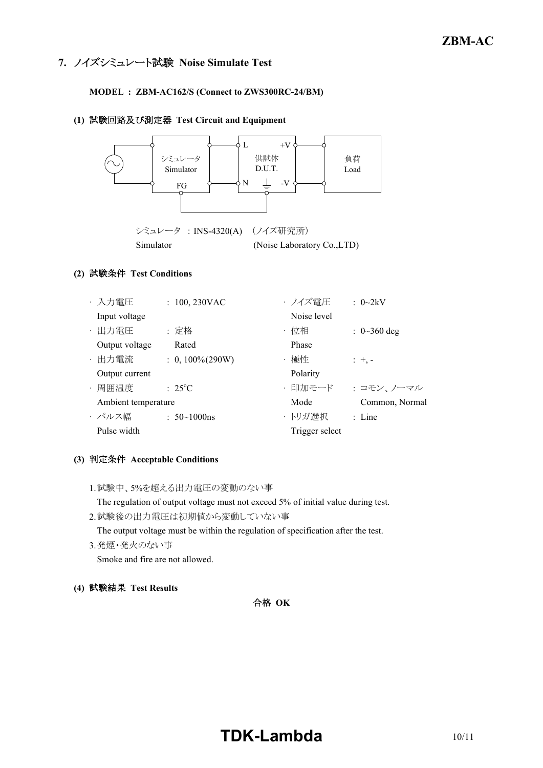## 7. ノイズシミュレート試験 Noise Simulate Test

**MODEL : ZBM-AC162/S (Connect to ZWS300RC-24/BM)**

### (1) 試験回路及び測定器 Test Circuit and Equipment

シミュレータ Simulator — FG

供試体 D.U.T. — L, N, +V, -V

負荷 Load

シミュレータ : INS-4320(A) （ノイズ研究所）
Simulator (Noise Laboratory Co.,LTD)

### (2) 試験条件 Test Conditions

| | | | |
|---|---|---|---|
| · 入力電圧 Input voltage | : 100, 230VAC | · ノイズ電圧 Noise level | : 0~2kV |
| · 出力電圧 Output voltage | : 定格 Rated | · 位相 Phase | : 0~360 deg |
| · 出力電流 Output current | : 0, 100%(290W) | · 極性 Polarity | : +, - |
| · 周囲温度 Ambient temperature | : 25°C | · 印加モード Mode | : コモン、ノーマル Common, Normal |
| · パルス幅 Pulse width | : 50~1000ns | · トリガ選択 Trigger select | : Line |

### (3) 判定条件 Acceptable Conditions

1. 試験中、5%を超える出力電圧の変動のない事
   The regulation of output voltage must not exceed 5% of initial value during test.
2. 試験後の出力電圧は初期値から変動していない事
   The output voltage must be within the regulation of specification after the test.
3. 発煙・発火のない事
   Smoke and fire are not allowed.

### (4) 試験結果 Test Results

**合格 OK**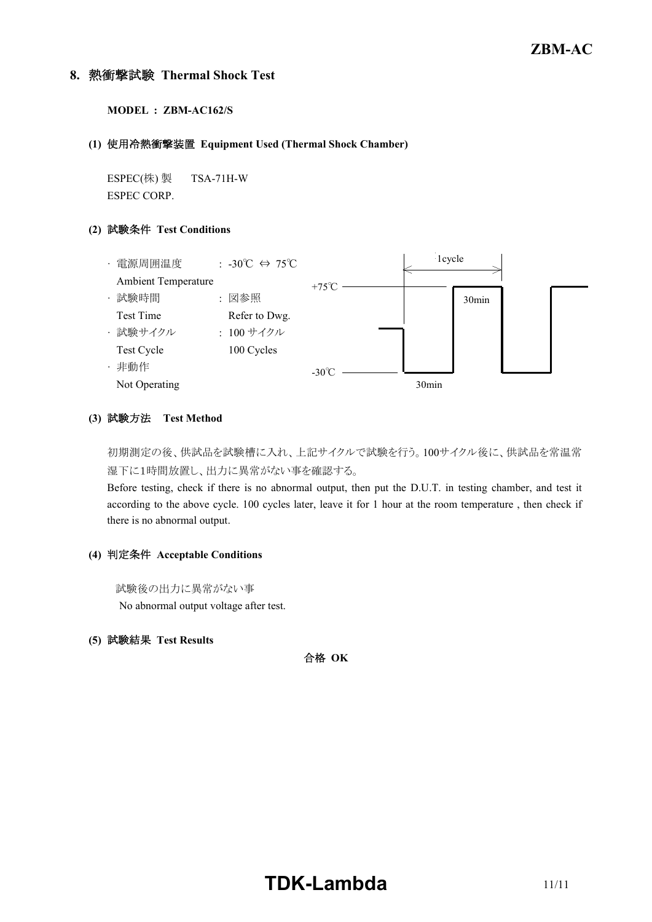## 8. 熱衝撃試験 Thermal Shock Test

**MODEL : ZBM-AC162/S**

**(1) 使用冷熱衝撃装置 Equipment Used (Thermal Shock Chamber)**

ESPEC(株) 製　TSA-71H-W
ESPEC CORP.

**(2) 試験条件 Test Conditions**

- 電源周囲温度 : -30℃ ⇔ 75℃
  Ambient Temperature
- 試験時間 : 図参照
  Test Time　Refer to Dwg.
- 試験サイクル : 100 サイクル
  Test Cycle　100 Cycles
- 非動作
  Not Operating

1cycle
+75℃
30min
-30℃
30min

**(3) 試験方法　Test Method**

初期測定の後、供試品を試験槽に入れ、上記サイクルで試験を行う。100サイクル後に、供試品を常温常湿下に1時間放置し、出力に異常がない事を確認する。

Before testing, check if there is no abnormal output, then put the D.U.T. in testing chamber, and test it according to the above cycle. 100 cycles later, leave it for 1 hour at the room temperature , then check if there is no abnormal output.

**(4) 判定条件 Acceptable Conditions**

試験後の出力に異常がない事
No abnormal output voltage after test.

**(5) 試験結果 Test Results**

**合格 OK**